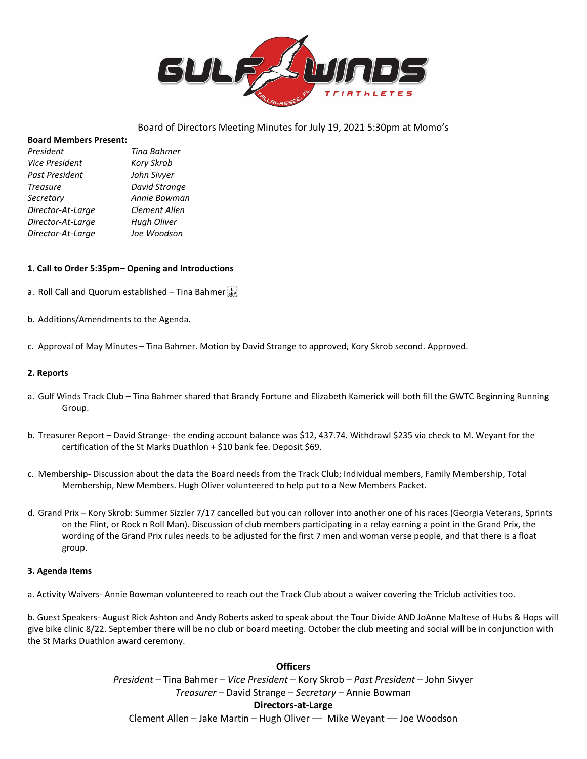Board of Directors Meeting Minutes for July 19, 2021 5:30pm at Momo's

**Board Members Present:**

| | |
|---|---|
| *President* | *Tina Bahmer* |
| *Vice President* | *Kory Skrob* |
| *Past President* | *John Sivyer* |
| *Treasure* | *David Strange* |
| *Secretary* | *Annie Bowman* |
| *Director-At-Large* | *Clement Allen* |
| *Director-At-Large* | *Hugh Oliver* |
| *Director-At-Large* | *Joe Woodson* |

**1. Call to Order 5:35pm– Opening and Introductions**

a. Roll Call and Quorum established – Tina Bahmer

b. Additions/Amendments to the Agenda.

c. Approval of May Minutes – Tina Bahmer. Motion by David Strange to approved, Kory Skrob second. Approved.

**2. Reports**

a. Gulf Winds Track Club – Tina Bahmer shared that Brandy Fortune and Elizabeth Kamerick will both fill the GWTC Beginning Running Group.

b. Treasurer Report – David Strange- the ending account balance was $12, 437.74. Withdrawl $235 via check to M. Weyant for the certification of the St Marks Duathlon + $10 bank fee. Deposit $69.

c. Membership- Discussion about the data the Board needs from the Track Club; Individual members, Family Membership, Total Membership, New Members. Hugh Oliver volunteered to help put to a New Members Packet.

d. Grand Prix – Kory Skrob: Summer Sizzler 7/17 cancelled but you can rollover into another one of his races (Georgia Veterans, Sprints on the Flint, or Rock n Roll Man). Discussion of club members participating in a relay earning a point in the Grand Prix, the wording of the Grand Prix rules needs to be adjusted for the first 7 men and woman verse people, and that there is a float group.

**3. Agenda Items**

a. Activity Waivers- Annie Bowman volunteered to reach out the Track Club about a waiver covering the Triclub activities too.

b. Guest Speakers- August Rick Ashton and Andy Roberts asked to speak about the Tour Divide AND JoAnne Maltese of Hubs & Hops will give bike clinic 8/22. September there will be no club or board meeting. October the club meeting and social will be in conjunction with the St Marks Duathlon award ceremony.

---

**Officers**

*President* – Tina Bahmer – *Vice President* – Kory Skrob – *Past President* – John Sivyer
*Treasurer* – David Strange – *Secretary* – Annie Bowman

**Directors-at-Large**

Clement Allen – Jake Martin – Hugh Oliver –– Mike Weyant –– Joe Woodson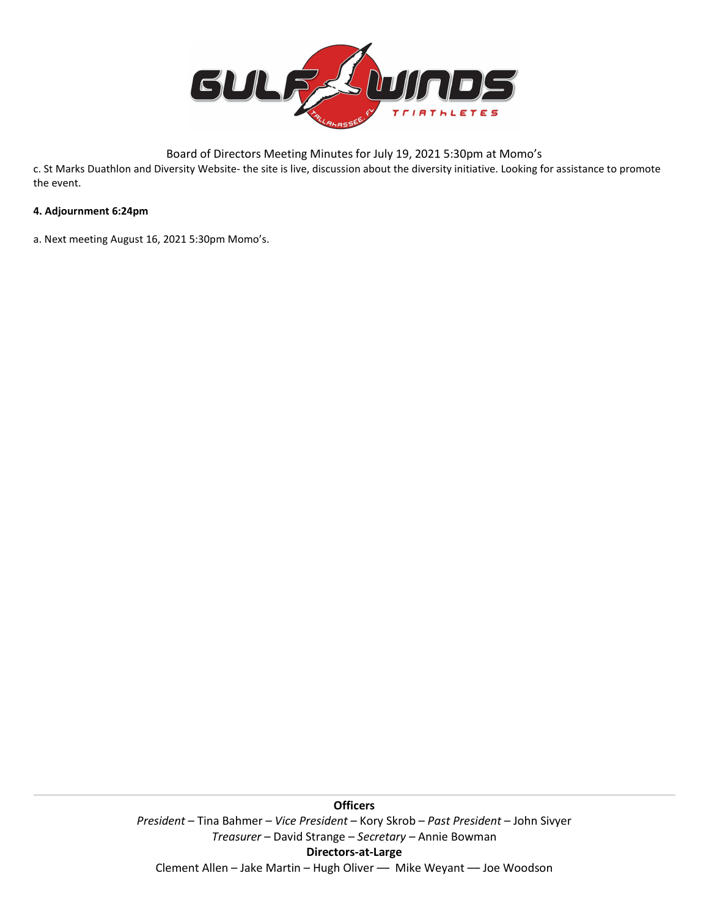Board of Directors Meeting Minutes for July 19, 2021 5:30pm at Momo's

c. St Marks Duathlon and Diversity Website- the site is live, discussion about the diversity initiative. Looking for assistance to promote the event.

**4. Adjournment 6:24pm**

a. Next meeting August 16, 2021 5:30pm Momo's.

---

**Officers**

*President* – Tina Bahmer – *Vice President* – Kory Skrob – *Past President* – John Sivyer
*Treasurer* – David Strange – *Secretary* – Annie Bowman

**Directors-at-Large**

Clement Allen – Jake Martin – Hugh Oliver –– Mike Weyant –– Joe Woodson